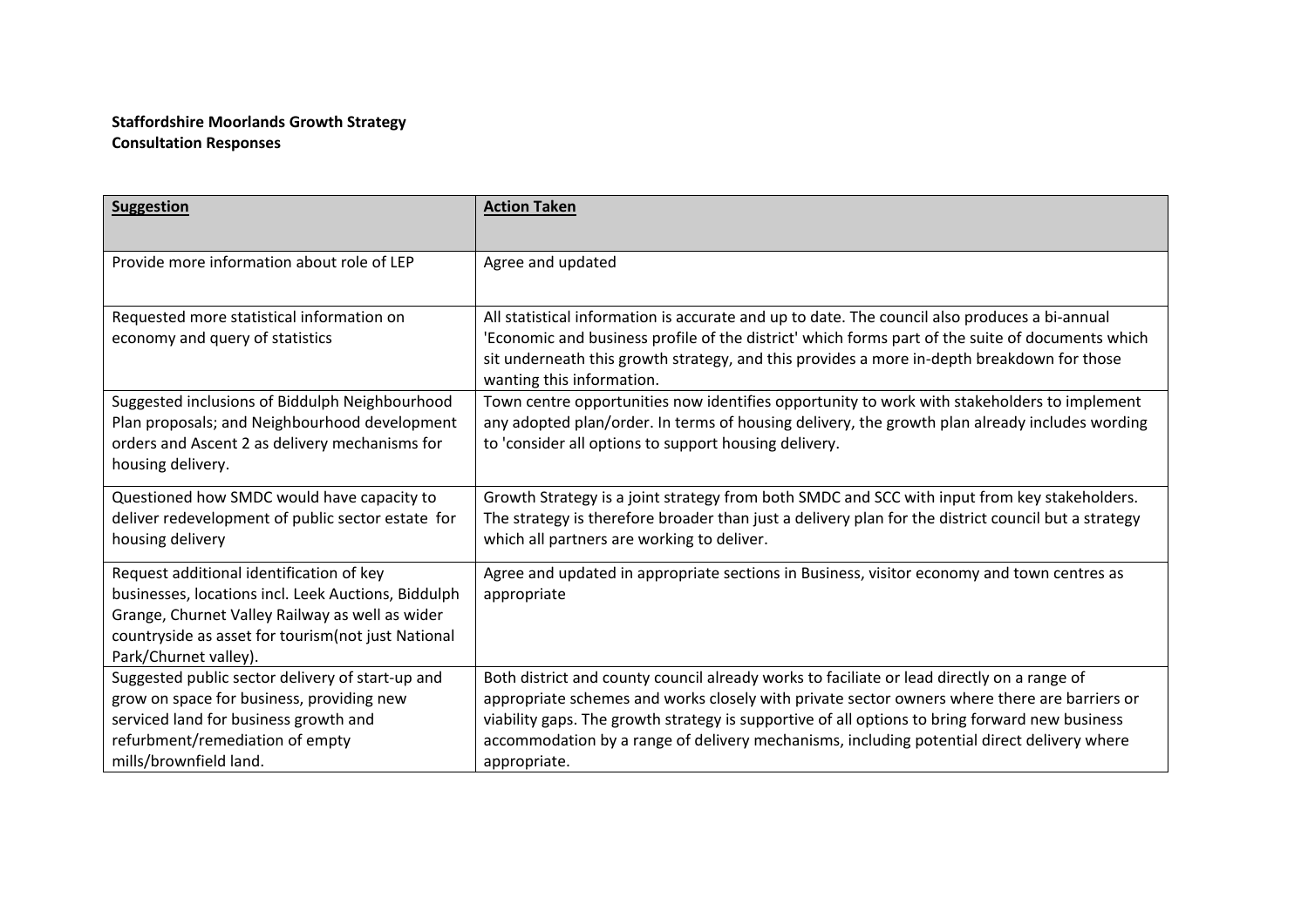**Staffordshire Moorlands Growth Strategy**
**Consultation Responses**

| **Suggestion** | **Action Taken** |
|---|---|
| Provide more information about role of LEP | Agree and updated |
| Requested more statistical information on economy and query of statistics | All statistical information is accurate and up to date. The council also produces a bi-annual 'Economic and business profile of the district' which forms part of the suite of documents which sit underneath this growth strategy, and this provides a more in-depth breakdown for those wanting this information. |
| Suggested inclusions of Biddulph Neighbourhood Plan proposals; and Neighbourhood development orders and Ascent 2 as delivery mechanisms for housing delivery. | Town centre opportunities now identifies opportunity to work with stakeholders to implement any adopted plan/order. In terms of housing delivery, the growth plan already includes wording to 'consider all options to support housing delivery. |
| Questioned how SMDC would have capacity to deliver redevelopment of public sector estate for housing delivery | Growth Strategy is a joint strategy from both SMDC and SCC with input from key stakeholders. The strategy is therefore broader than just a delivery plan for the district council but a strategy which all partners are working to deliver. |
| Request additional identification of key businesses, locations incl. Leek Auctions, Biddulph Grange, Churnet Valley Railway as well as wider countryside as asset for tourism(not just National Park/Churnet valley). | Agree and updated in appropriate sections in Business, visitor economy and town centres as appropriate |
| Suggested public sector delivery of start-up and grow on space for business, providing new serviced land for business growth and refurbment/remediation of empty mills/brownfield land. | Both district and county council already works to faciliate or lead directly on a range of appropriate schemes and works closely with private sector owners where there are barriers or viability gaps. The growth strategy is supportive of all options to bring forward new business accommodation by a range of delivery mechanisms, including potential direct delivery where appropriate. |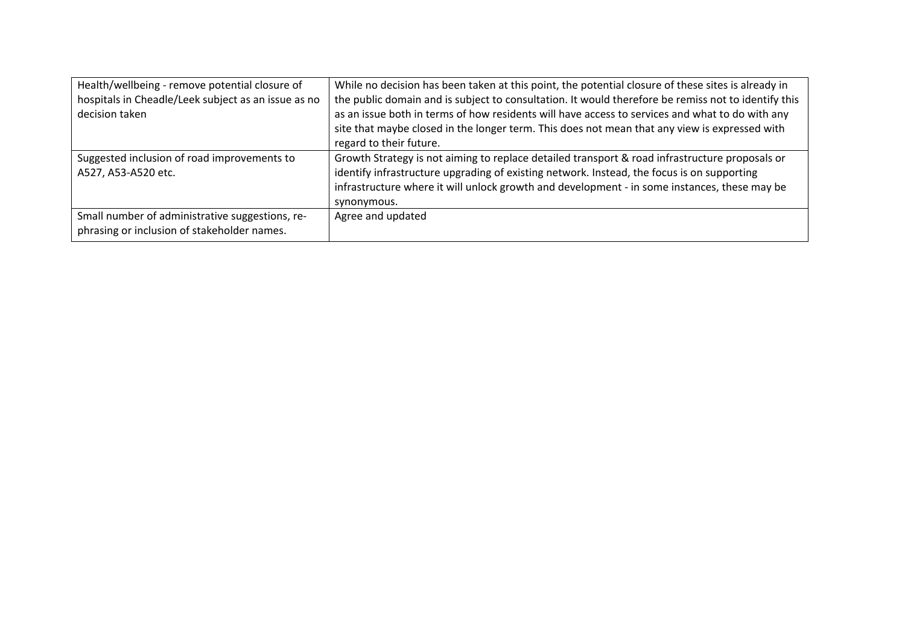| | |
|---|---|
| Health/wellbeing - remove potential closure of hospitals in Cheadle/Leek subject as an issue as no decision taken | While no decision has been taken at this point, the potential closure of these sites is already in the public domain and is subject to consultation. It would therefore be remiss not to identify this as an issue both in terms of how residents will have access to services and what to do with any site that maybe closed in the longer term. This does not mean that any view is expressed with regard to their future. |
| Suggested inclusion of road improvements to A527, A53-A520 etc. | Growth Strategy is not aiming to replace detailed transport & road infrastructure proposals or identify infrastructure upgrading of existing network. Instead, the focus is on supporting infrastructure where it will unlock growth and development - in some instances, these may be synonymous. |
| Small number of administrative suggestions, re-phrasing or inclusion of stakeholder names. | Agree and updated |